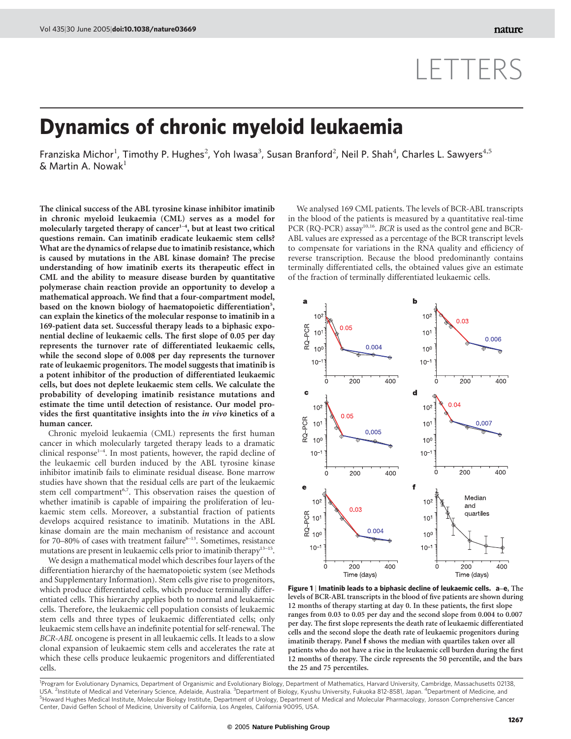# LETTERS

# Dynamics of chronic myeloid leukaemia

Franziska Michor[1], Timothy P. Hughes[2], Yoh Iwasa[3], Susan Branford[2], Neil P. Shah[4], Charles L. Sawyers[4,5] & Martin A. Nowak[1]

**The clinical success of the ABL tyrosine kinase inhibitor imatinib in chronic myeloid leukaemia (CML) serves as a model for molecularly targeted therapy of cancer[1–4], but at least two critical questions remain. Can imatinib eradicate leukaemic stem cells? What are the dynamics of relapse due to imatinib resistance, which is caused by mutations in the ABL kinase domain? The precise understanding of how imatinib exerts its therapeutic effect in CML and the ability to measure disease burden by quantitative polymerase chain reaction provide an opportunity to develop a mathematical approach. We find that a four-compartment model, based on the known biology of haematopoietic differentiation[5], can explain the kinetics of the molecular response to imatinib in a 169-patient data set. Successful therapy leads to a biphasic exponential decline of leukaemic cells. The first slope of 0.05 per day represents the turnover rate of differentiated leukaemic cells, while the second slope of 0.008 per day represents the turnover rate of leukaemic progenitors. The model suggests that imatinib is a potent inhibitor of the production of differentiated leukaemic cells, but does not deplete leukaemic stem cells. We calculate the probability of developing imatinib resistance mutations and estimate the time until detection of resistance. Our model provides the first quantitative insights into the *in vivo* kinetics of a human cancer.**

Chronic myeloid leukaemia (CML) represents the first human cancer in which molecularly targeted therapy leads to a dramatic clinical response[1–4]. In most patients, however, the rapid decline of the leukaemic cell burden induced by the ABL tyrosine kinase inhibitor imatinib fails to eliminate residual disease. Bone marrow studies have shown that the residual cells are part of the leukaemic stem cell compartment[6,7]. This observation raises the question of whether imatinib is capable of impairing the proliferation of leukaemic stem cells. Moreover, a substantial fraction of patients develops acquired resistance to imatinib. Mutations in the ABL kinase domain are the main mechanism of resistance and account for 70–80% of cases with treatment failure[8–13]. Sometimes, resistance mutations are present in leukaemic cells prior to imatinib therapy[13–15].

We design a mathematical model which describes four layers of the differentiation hierarchy of the haematopoietic system (see Methods and Supplementary Information). Stem cells give rise to progenitors, which produce differentiated cells, which produce terminally differentiated cells. This hierarchy applies both to normal and leukaemic cells. Therefore, the leukaemic cell population consists of leukaemic stem cells and three types of leukaemic differentiated cells; only leukaemic stem cells have an indefinite potential for self-renewal. The *BCR-ABL* oncogene is present in all leukaemic cells. It leads to a slow clonal expansion of leukaemic stem cells and accelerates the rate at which these cells produce leukaemic progenitors and differentiated cells.

We analysed 169 CML patients. The levels of BCR-ABL transcripts in the blood of the patients is measured by a quantitative real-time PCR (RQ-PCR) assay[10,16]. *BCR* is used as the control gene and BCR-ABL values are expressed as a percentage of the BCR transcript levels to compensate for variations in the RNA quality and efficiency of reverse transcription. Because the blood predominantly contains terminally differentiated cells, the obtained values give an estimate of the fraction of terminally differentiated leukaemic cells.

a
RQ-PCR
$10^2$
$10^1$
$10^0$
$10^{-1}$
0.05
0.004
0
200
400

b
$10^2$
$10^1$
$10^0$
$10^{-1}$
0.03
0.006
0
200
400

c
RQ-PCR
$10^2$
$10^1$
$10^0$
$10^{-1}$
0.05
0.005
0
200
400

d
$10^2$
$10^1$
$10^0$
$10^{-1}$
0.04
0.007
0
200
400

e
RQ-PCR
$10^2$
$10^1$
$10^0$
$10^{-1}$
0.03
0.004
0
200
400
Time (days)

f
Median and quartiles
$10^2$
$10^1$
$10^0$
$10^{-1}$
0
200
400
Time (days)

**Figure 1 | Imatinib leads to a biphasic decline of leukaemic cells. a–e, The levels of BCR-ABL transcripts in the blood of five patients are shown during 12 months of therapy starting at day 0. In these patients, the first slope ranges from 0.03 to 0.05 per day and the second slope from 0.004 to 0.007 per day. The first slope represents the death rate of leukaemic differentiated cells and the second slope the death rate of leukaemic progenitors during imatinib therapy. Panel f shows the median with quartiles taken over all patients who do not have a rise in the leukaemic cell burden during the first 12 months of therapy. The circle represents the 50 percentile, and the bars the 25 and 75 percentiles.**

[1]Program for Evolutionary Dynamics, Department of Organismic and Evolutionary Biology, Department of Mathematics, Harvard University, Cambridge, Massachusetts 02138, USA. [2]Institute of Medical and Veterinary Science, Adelaide, Australia. [3]Department of Biology, Kyushu University, Fukuoka 812-8581, Japan. [4]Department of Medicine, and [5]Howard Hughes Medical Institute, Molecular Biology Institute, Department of Urology, Department of Medical and Molecular Pharmacology, Jonsson Comprehensive Cancer Center, David Geffen School of Medicine, University of California, Los Angeles, California 90095, USA.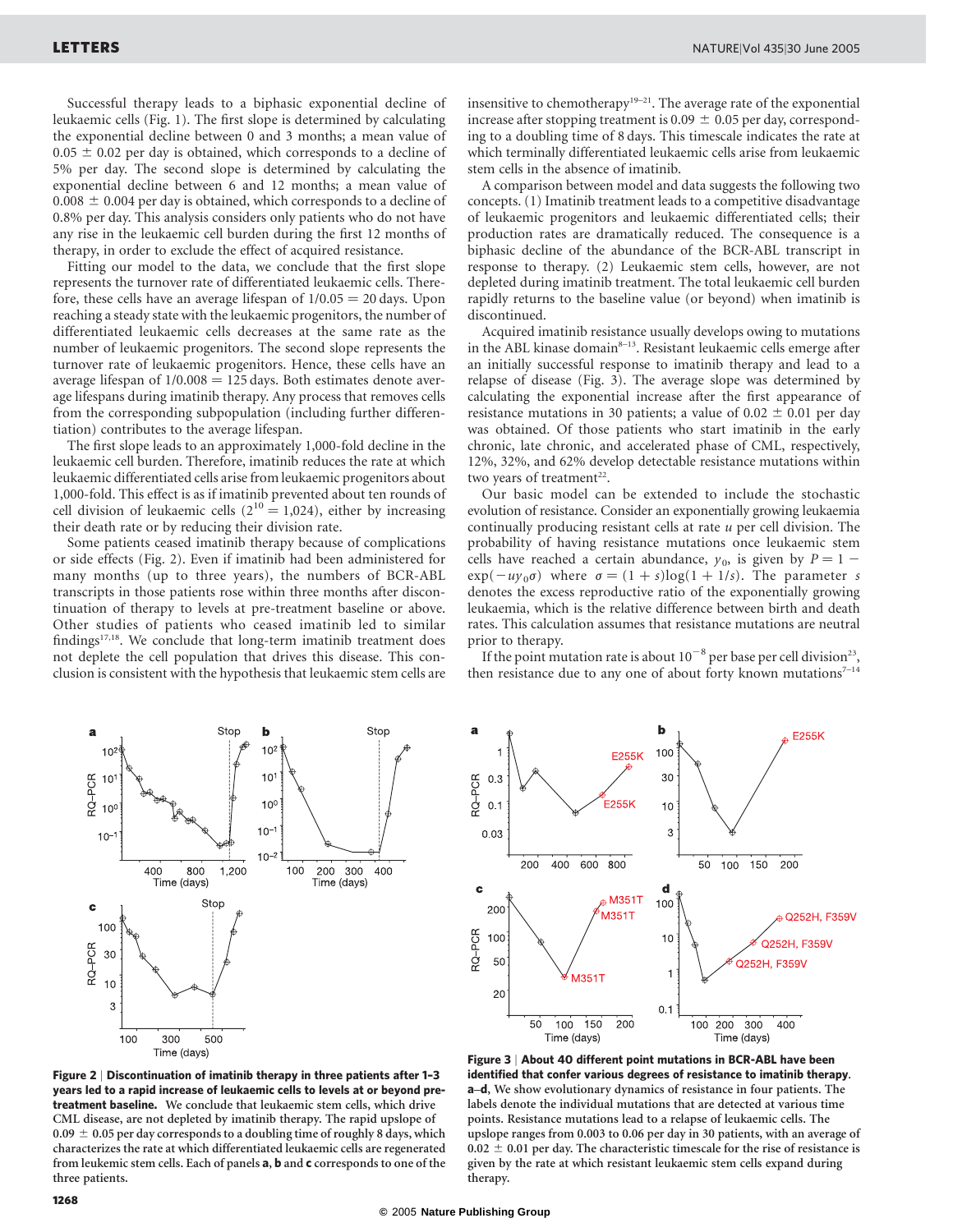Successful therapy leads to a biphasic exponential decline of leukaemic cells (Fig. 1). The first slope is determined by calculating the exponential decline between 0 and 3 months; a mean value of $0.05 \pm 0.02$ per day is obtained, which corresponds to a decline of 5% per day. The second slope is determined by calculating the exponential decline between 6 and 12 months; a mean value of $0.008 \pm 0.004$ per day is obtained, which corresponds to a decline of 0.8% per day. This analysis considers only patients who do not have any rise in the leukaemic cell burden during the first 12 months of therapy, in order to exclude the effect of acquired resistance.

Fitting our model to the data, we conclude that the first slope represents the turnover rate of differentiated leukaemic cells. Therefore, these cells have an average lifespan of $1/0.05 = 20$ days. Upon reaching a steady state with the leukaemic progenitors, the number of differentiated leukaemic cells decreases at the same rate as the number of leukaemic progenitors. The second slope represents the turnover rate of leukaemic progenitors. Hence, these cells have an average lifespan of $1/0.008 = 125$ days. Both estimates denote average lifespans during imatinib therapy. Any process that removes cells from the corresponding subpopulation (including further differentiation) contributes to the average lifespan.

The first slope leads to an approximately 1,000-fold decline in the leukaemic cell burden. Therefore, imatinib reduces the rate at which leukaemic differentiated cells arise from leukaemic progenitors about 1,000-fold. This effect is as if imatinib prevented about ten rounds of cell division of leukaemic cells ($2^{10} = 1{,}024$), either by increasing their death rate or by reducing their division rate.

Some patients ceased imatinib therapy because of complications or side effects (Fig. 2). Even if imatinib had been administered for many months (up to three years), the numbers of BCR-ABL transcripts in those patients rose within three months after discontinuation of therapy to levels at pre-treatment baseline or above. Other studies of patients who ceased imatinib led to similar findings[17,18]. We conclude that long-term imatinib treatment does not deplete the cell population that drives this disease. This conclusion is consistent with the hypothesis that leukaemic stem cells are insensitive to chemotherapy[19–21]. The average rate of the exponential increase after stopping treatment is $0.09 \pm 0.05$ per day, corresponding to a doubling time of 8 days. This timescale indicates the rate at which terminally differentiated leukaemic cells arise from leukaemic stem cells in the absence of imatinib.

A comparison between model and data suggests the following two concepts. (1) Imatinib treatment leads to a competitive disadvantage of leukaemic progenitors and leukaemic differentiated cells; their production rates are dramatically reduced. The consequence is a biphasic decline of the abundance of the BCR-ABL transcript in response to therapy. (2) Leukaemic stem cells, however, are not depleted during imatinib treatment. The total leukaemic cell burden rapidly returns to the baseline value (or beyond) when imatinib is discontinued.

Acquired imatinib resistance usually develops owing to mutations in the ABL kinase domain[8–13]. Resistant leukaemic cells emerge after an initially successful response to imatinib therapy and lead to a relapse of disease (Fig. 3). The average slope was determined by calculating the exponential increase after the first appearance of resistance mutations in 30 patients; a value of $0.02 \pm 0.01$ per day was obtained. Of those patients who start imatinib in the early chronic, late chronic, and accelerated phase of CML, respectively, 12%, 32%, and 62% develop detectable resistance mutations within two years of treatment[22].

Our basic model can be extended to include the stochastic evolution of resistance. Consider an exponentially growing leukaemia continually producing resistant cells at rate $u$ per cell division. The probability of having resistance mutations once leukaemic stem cells have reached a certain abundance, $y_0$, is given by $P = 1 - \exp(-uy_0\sigma)$ where $\sigma = (1+s)\log(1+1/s)$. The parameter $s$ denotes the excess reproductive ratio of the exponentially growing leukaemia, which is the relative difference between birth and death rates. This calculation assumes that resistance mutations are neutral prior to therapy.

If the point mutation rate is about $10^{-8}$ per base per cell division[23], then resistance due to any one of about forty known mutations[7–14]

**Figure 2** | **Discontinuation of imatinib therapy in three patients after 1–3 years led to a rapid increase of leukaemic cells to levels at or beyond pre-treatment baseline.** We conclude that leukaemic stem cells, which drive CML disease, are not depleted by imatinib therapy. The rapid upslope of $0.09 \pm 0.05$ per day corresponds to a doubling time of roughly 8 days, which characterizes the rate at which differentiated leukaemic cells are regenerated from leukemic stem cells. Each of panels **a**, **b** and **c** corresponds to one of the three patients.

**Figure 3** | **About 40 different point mutations in BCR-ABL have been identified that confer various degrees of resistance to imatinib therapy.** **a**–**d**, We show evolutionary dynamics of resistance in four patients. The labels denote the individual mutations that are detected at various time points. Resistance mutations lead to a relapse of leukaemic cells. The upslope ranges from 0.003 to 0.06 per day in 30 patients, with an average of $0.02 \pm 0.01$ per day. The characteristic timescale for the rise of resistance is given by the rate at which resistant leukaemic stem cells expand during therapy.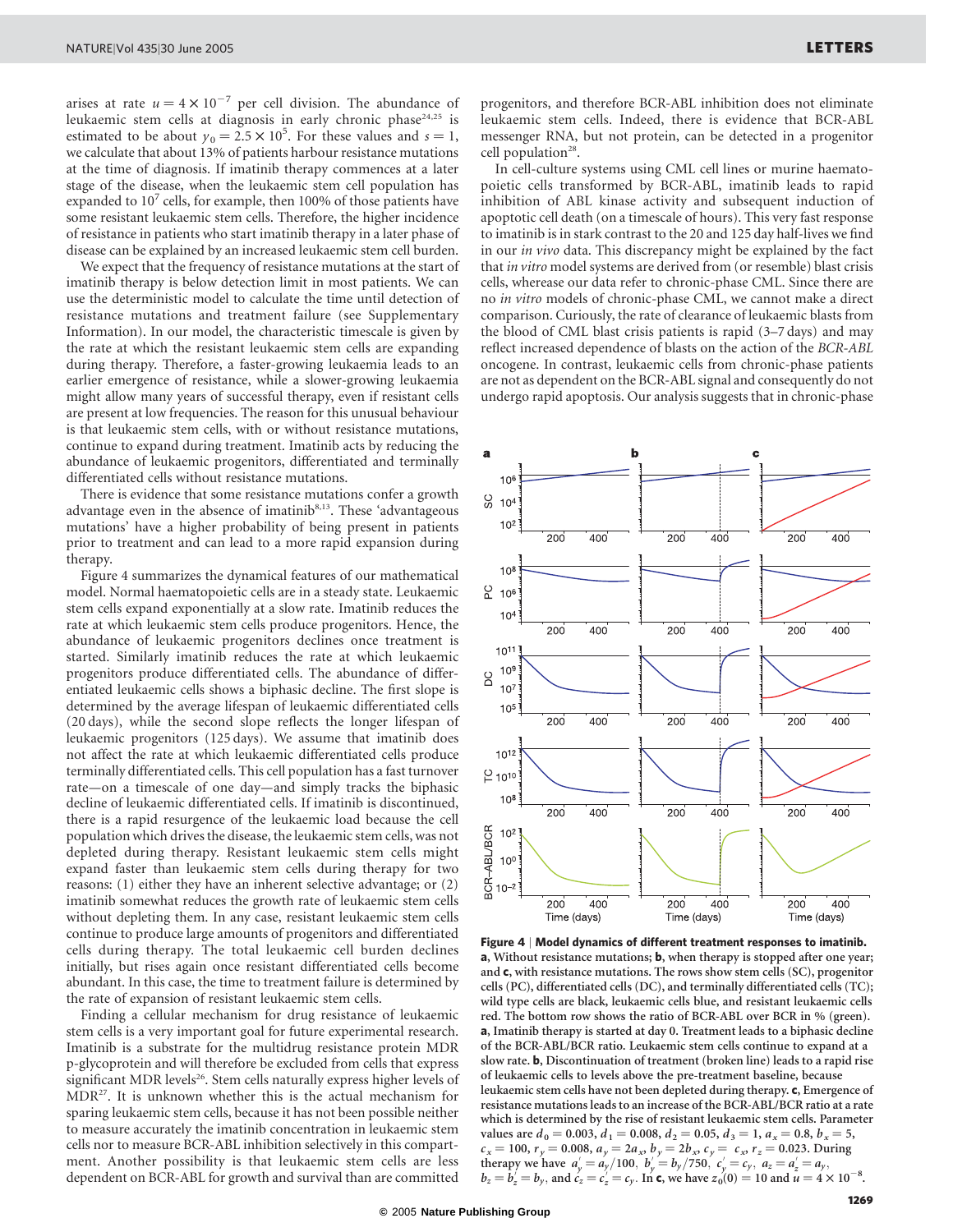arises at rate $u = 4 \times 10^{-7}$ per cell division. The abundance of leukaemic stem cells at diagnosis in early chronic phase[24,25] is estimated to be about $y_0 = 2.5 \times 10^5$. For these values and $s = 1$, we calculate that about 13% of patients harbour resistance mutations at the time of diagnosis. If imatinib therapy commences at a later stage of the disease, when the leukaemic stem cell population has expanded to $10^7$ cells, for example, then 100% of those patients have some resistant leukaemic stem cells. Therefore, the higher incidence of resistance in patients who start imatinib therapy in a later phase of disease can be explained by an increased leukaemic stem cell burden.

We expect that the frequency of resistance mutations at the start of imatinib therapy is below detection limit in most patients. We can use the deterministic model to calculate the time until detection of resistance mutations and treatment failure (see Supplementary Information). In our model, the characteristic timescale is given by the rate at which the resistant leukaemic stem cells are expanding during therapy. Therefore, a faster-growing leukaemia leads to an earlier emergence of resistance, while a slower-growing leukaemia might allow many years of successful therapy, even if resistant cells are present at low frequencies. The reason for this unusual behaviour is that leukaemic stem cells, with or without resistance mutations, continue to expand during treatment. Imatinib acts by reducing the abundance of leukaemic progenitors, differentiated and terminally differentiated cells without resistance mutations.

There is evidence that some resistance mutations confer a growth advantage even in the absence of imatinib[8,13]. These 'advantageous mutations' have a higher probability of being present in patients prior to treatment and can lead to a more rapid expansion during therapy.

Figure 4 summarizes the dynamical features of our mathematical model. Normal haematopoietic cells are in a steady state. Leukaemic stem cells expand exponentially at a slow rate. Imatinib reduces the rate at which leukaemic stem cells produce progenitors. Hence, the abundance of leukaemic progenitors declines once treatment is started. Similarly imatinib reduces the rate at which leukaemic progenitors produce differentiated cells. The abundance of differentiated leukaemic cells shows a biphasic decline. The first slope is determined by the average lifespan of leukaemic differentiated cells (20 days), while the second slope reflects the longer lifespan of leukaemic progenitors (125 days). We assume that imatinib does not affect the rate at which leukaemic differentiated cells produce terminally differentiated cells. This cell population has a fast turnover rate—on a timescale of one day—and simply tracks the biphasic decline of leukaemic differentiated cells. If imatinib is discontinued, there is a rapid resurgence of the leukaemic load because the cell population which drives the disease, the leukaemic stem cells, was not depleted during therapy. Resistant leukaemic stem cells might expand faster than leukaemic stem cells during therapy for two reasons: (1) either they have an inherent selective advantage; or (2) imatinib somewhat reduces the growth rate of leukaemic stem cells without depleting them. In any case, resistant leukaemic stem cells continue to produce large amounts of progenitors and differentiated cells during therapy. The total leukaemic cell burden declines initially, but rises again once resistant differentiated cells become abundant. In this case, the time to treatment failure is determined by the rate of expansion of resistant leukaemic stem cells.

Finding a cellular mechanism for drug resistance of leukaemic stem cells is a very important goal for future experimental research. Imatinib is a substrate for the multidrug resistance protein MDR p-glycoprotein and will therefore be excluded from cells that express significant MDR levels[26]. Stem cells naturally express higher levels of MDR[27]. It is unknown whether this is the actual mechanism for sparing leukaemic stem cells, because it has not been possible neither to measure accurately the imatinib concentration in leukaemic stem cells nor to measure BCR-ABL inhibition selectively in this compartment. Another possibility is that leukaemic stem cells are less dependent on BCR-ABL for growth and survival than are committed progenitors, and therefore BCR-ABL inhibition does not eliminate leukaemic stem cells. Indeed, there is evidence that BCR-ABL messenger RNA, but not protein, can be detected in a progenitor cell population[28].

In cell-culture systems using CML cell lines or murine haematopoietic cells transformed by BCR-ABL, imatinib leads to rapid inhibition of ABL kinase activity and subsequent induction of apoptotic cell death (on a timescale of hours). This very fast response to imatinib is in stark contrast to the 20 and 125 day half-lives we find in our *in vivo* data. This discrepancy might be explained by the fact that *in vitro* model systems are derived from (or resemble) blast crisis cells, whereas our data refer to chronic-phase CML. Since there are no *in vitro* models of chronic-phase CML, we cannot make a direct comparison. Curiously, the rate of clearance of leukaemic blasts from the blood of CML blast crisis patients is rapid (3–7 days) and may reflect increased dependence of blasts on the action of the *BCR-ABL* oncogene. In contrast, leukaemic cells from chronic-phase patients are not as dependent on the BCR-ABL signal and consequently do not undergo rapid apoptosis. Our analysis suggests that in chronic-phase

a b c

SC
PC
DC
TC
BCR-ABL/BCR

Time (days) Time (days) Time (days)

**Figure 4 | Model dynamics of different treatment responses to imatinib.** **a**, Without resistance mutations; **b**, when therapy is stopped after one year; and **c**, with resistance mutations. The rows show stem cells (SC), progenitor cells (PC), differentiated cells (DC), and terminally differentiated cells (TC); wild type cells are black, leukaemic cells blue, and resistant leukaemic cells red. The bottom row shows the ratio of BCR-ABL over BCR in % (green). **a**, Imatinib therapy is started at day 0. Treatment leads to a biphasic decline of the BCR-ABL/BCR ratio. Leukaemic stem cells continue to expand at a slow rate. **b**, Discontinuation of treatment (broken line) leads to a rapid rise of leukaemic cells to levels above the pre-treatment baseline, because leukaemic stem cells have not been depleted during therapy. **c**, Emergence of resistance mutations leads to an increase of the BCR-ABL/BCR ratio at a rate which is determined by the rise of resistant leukaemic stem cells. Parameter values are $d_0 = 0.003$, $d_1 = 0.008$, $d_2 = 0.05$, $d_3 = 1$, $a_x = 0.8$, $b_x = 5$, $c_x = 100$, $r_y = 0.008$, $a_y = 2a_x$, $b_y = 2b_x$, $c_y = c_x$, $r_z = 0.023$. During therapy we have $a_y' = a_y/100$, $b_y' = b_y/750$, $c_y' = c_y$, $a_z = a_z' = a_y$, $b_z = b_z' = b_y$, and $c_z = c_z' = c_y$. In **c**, we have $z_0(0) = 10$ and $u = 4 \times 10^{-8}$.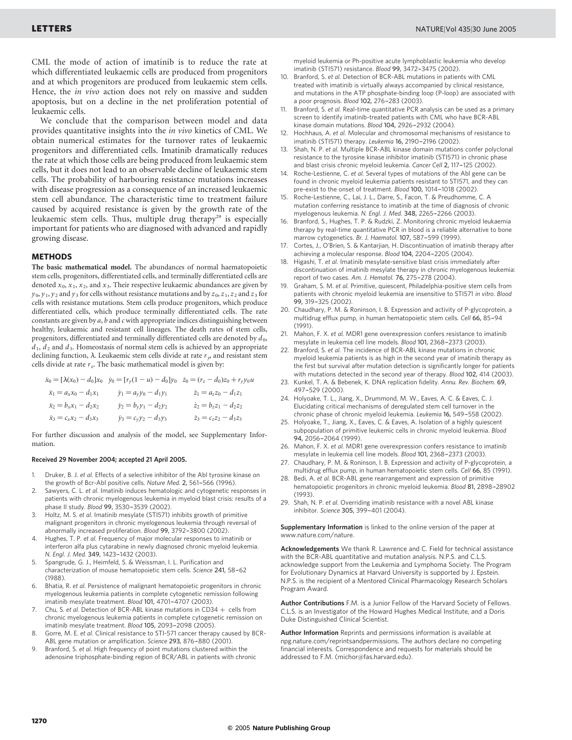CML the mode of action of imatinib is to reduce the rate at which differentiated leukaemic cells are produced from progenitors and at which progenitors are produced from leukaemic stem cells. Hence, the *in vivo* action does not rely on massive and sudden apoptosis, but on a decline in the net proliferation potential of leukaemic cells.

We conclude that the comparison between model and data provides quantitative insights into the *in vivo* kinetics of CML. We obtain numerical estimates for the turnover rates of leukaemic progenitors and differentiated cells. Imatinib dramatically reduces the rate at which those cells are being produced from leukaemic stem cells, but it does not lead to an observable decline of leukaemic stem cells. The probability of harbouring resistance mutations increases with disease progression as a consequence of an increased leukaemic stem cell abundance. The characteristic time to treatment failure caused by acquired resistance is given by the growth rate of the leukaemic stem cells. Thus, multiple drug therapy[29] is especially important for patients who are diagnosed with advanced and rapidly growing disease.

## METHODS

**The basic mathematical model.** The abundances of normal haematopoietic stem cells, progenitors, differentiated cells, and terminally differentiated cells are denoted $x_0$, $x_1$, $x_2$, and $x_3$. Their respective leukaemic abundances are given by $y_0$, $y_1$, $y_2$ and $y_3$ for cells without resistance mutations and by $z_0$, $z_1$, $z_2$ and $z_3$ for cells with resistance mutations. Stem cells produce progenitors, which produce differentiated cells, which produce terminally differentiated cells. The rate constants are given by $a$, $b$ and $c$ with appropriate indices distinguishing between healthy, leukaemic and resistant cell lineages. The death rates of stem cells, progenitors, differentiated and terminally differentiated cells are denoted by $d_0$, $d_1$, $d_2$ and $d_3$. Homeostasis of normal stem cells is achieved by an appropriate declining function, $\lambda$. Leukaemic stem cells divide at rate $r_y$, and resistant stem cells divide at rate $r_z$. The basic mathematical model is given by:

$$
\begin{aligned}
\dot{x}_0 &= [\lambda(x_0) - d_0]x_0 & \dot{y}_0 &= [r_y(1-u) - d_0]y_0 & \dot{z}_0 &= (r_z - d_0)z_0 + r_y y_0 u \\
\dot{x}_1 &= a_x x_0 - d_1 x_1 & \dot{y}_1 &= a_y y_0 - d_1 y_1 & \dot{z}_1 &= a_z z_0 - d_1 z_1 \\
\dot{x}_2 &= b_x x_1 - d_2 x_2 & \dot{y}_2 &= b_y y_1 - d_2 y_2 & \dot{z}_2 &= b_z z_1 - d_2 z_2 \\
\dot{x}_3 &= c_x x_2 - d_3 x_3 & \dot{y}_3 &= c_y y_2 - d_3 y_3 & \dot{z}_3 &= c_z z_2 - d_3 z_3
\end{aligned}
$$

For further discussion and analysis of the model, see Supplementary Information.

**Received 29 November 2004; accepted 21 April 2005.**

1. Druker, B. J. *et al.* Effects of a selective inhibitor of the Abl tyrosine kinase on the growth of Bcr-Abl positive cells. *Nature Med.* **2**, 561–566 (1996).
2. Sawyers, C. L. *et al.* Imatinib induces hematologic and cytogenetic responses in patients with chronic myelogenous leukemia in myeloid blast crisis: results of a phase II study. *Blood* **99**, 3530–3539 (2002).
3. Holtz, M. S. *et al.* Imatinib mesylate (STI571) inhibits growth of primitive malignant progenitors in chronic myelogenous leukemia through reversal of abnormally increased proliferation. *Blood* **99**, 3792–3800 (2002).
4. Hughes, T. P. *et al.* Frequency of major molecular responses to imatinib or interferon alfa plus cytarabine in newly diagnosed chronic myeloid leukemia. *N. Engl. J. Med.* **349**, 1423–1432 (2003).
5. Spangrude, G. J., Heimfeld, S. & Weissman, I. L. Purification and characterization of mouse hematopoietic stem cells. *Science* **241**, 58–62 (1988).
6. Bhatia, R. *et al.* Persistence of malignant hematopoietic progenitors in chronic myelogenous leukemia patients in complete cytogenetic remission following imatinib mesylate treatment. *Blood* **101**, 4701–4707 (2003).
7. Chu, S. *et al.* Detection of BCR-ABL kinase mutations in CD34 + cells from chronic myelogenous leukemia patients in complete cytogenetic remission on imatinib mesylate treatment. *Blood* **105**, 2093–2098 (2005).
8. Gorre, M. E. *et al.* Clinical resistance to STI-571 cancer therapy caused by BCR-ABL gene mutation or amplification. *Science* **293**, 876–880 (2001).
9. Branford, S. *et al.* High frequency of point mutations clustered within the adenosine triphosphate-binding region of BCR/ABL in patients with chronic myeloid leukemia or Ph-positive acute lymphoblastic leukemia who develop imatinib (STI571) resistance. *Blood* **99**, 3472–3475 (2002).
10. Branford, S. *et al.* Detection of BCR-ABL mutations in patients with CML treated with imatinib is virtually always accompanied by clinical resistance, and mutations in the ATP phosphate-binding loop (P-loop) are associated with a poor prognosis. *Blood* **102**, 276–283 (2003).
11. Branford, S. *et al.* Real-time quantitative PCR analysis can be used as a primary screen to identify imatinib-treated patients with CML who have BCR-ABL kinase domain mutations. *Blood* **104**, 2926–2932 (2004).
12. Hochhaus, A. *et al.* Molecular and chromosomal mechanisms of resistance to imatinib (STI571) therapy. *Leukemia* **16**, 2190–2196 (2002).
13. Shah, N. P. *et al.* Multiple BCR-ABL kinase domain mutations confer polyclonal resistance to the tyrosine kinase inhibitor imatinib (STI571) in chronic phase and blast crisis chronic myeloid leukemia. *Cancer Cell* **2**, 117–125 (2002).
14. Roche-Lestienne, C. *et al.* Several types of mutations of the Abl gene can be found in chronic myeloid leukemia patients resistant to STI571, and they can pre-exist to the onset of treatment. *Blood* **100**, 1014–1018 (2002).
15. Roche-Lestienne, C., Lai, J. L., Darre, S., Facon, T. & Preudhomme, C. A mutation conferring resistance to imatinib at the time of diagnosis of chronic myelogenous leukemia. *N. Engl. J. Med.* **348**, 2265–2266 (2003).
16. Branford, S., Hughes, T. P. & Rudzki, Z. Monitoring chronic myeloid leukaemia therapy by real-time quantitative PCR in blood is a reliable alternative to bone marrow cytogenetics. *Br. J. Haematol.* **107**, 587–599 (1999).
17. Cortes, J., O'Brien, S. & Kantarjian, H. Discontinuation of imatinib therapy after achieving a molecular response. *Blood* **104**, 2204–2205 (2004).
18. Higashi, T. *et al.* Imatinib mesylate-sensitive blast crisis immediately after discontinuation of imatinib mesylate therapy in chronic myelogenous leukemia: report of two cases. *Am. J. Hematol.* **76**, 275–278 (2004).
19. Graham, S. M. *et al.* Primitive, quiescent, Philadelphia-positive stem cells from patients with chronic myeloid leukemia are insensitive to STI571 *in vitro*. *Blood* **99**, 319–325 (2002).
20. Chaudhary, P. M. & Roninson, I. B. Expression and activity of P-glycoprotein, a multidrug efflux pump, in human hematopoietic stem cells. *Cell* **66**, 85–94 (1991).
21. Mahon, F. X. *et al.* MDR1 gene overexpression confers resistance to imatinib mesylate in leukemia cell line models. *Blood* **101**, 2368–2373 (2003).
22. Branford, S. *et al.* The incidence of BCR-ABL kinase mutations in chronic myeloid leukemia patients is as high in the second year of imatinib therapy as the first but survival after mutation detection is significantly longer for patients with mutations detected in the second year of therapy. *Blood* **102**, 414 (2003).
23. Kunkel, T. A. & Bebenek, K. DNA replication fidelity. *Annu. Rev. Biochem.* **69**, 497–529 (2000).
24. Holyoake, T. L., Jiang, X., Drummond, M. W., Eaves, A. C. & Eaves, C. J. Elucidating critical mechanisms of deregulated stem cell turnover in the chronic phase of chronic myeloid leukemia. *Leukemia* **16**, 549–558 (2002).
25. Holyoake, T., Jiang, X., Eaves, C. & Eaves, A. Isolation of a highly quiescent subpopulation of primitive leukemic cells in chronic myeloid leukemia. *Blood* **94**, 2056–2064 (1999).
26. Mahon, F. X. *et al.* MDR1 gene overexpression confers resistance to imatinib mesylate in leukemia cell line models. *Blood* **101**, 2368–2373 (2003).
27. Chaudhary, P. M. & Roninson, I. B. Expression and activity of P-glycoprotein, a multidrug efflux pump, in human hematopoietic stem cells. *Cell* **66**, 85 (1991).
28. Bedi, A. *et al.* BCR-ABL gene rearrangement and expression of primitive hematopoietic progenitors in chronic myeloid leukemia. *Blood* **81**, 2898–28902 (1993).
29. Shah, N. P. *et al.* Overriding imatinib resistance with a novel ABL kinase inhibitor. *Science* **305**, 399–401 (2004).

**Supplementary Information** is linked to the online version of the paper at www.nature.com/nature.

**Acknowledgements** We thank R. Lawrence and C. Field for technical assistance with the BCR-ABL quantitative and mutation analysis. N.P.S. and C.L.S. acknowledge support from the Leukemia and Lymphoma Society. The Program for Evolutionary Dynamics at Harvard University is supported by J. Epstein. N.P.S. is the recipient of a Mentored Clinical Pharmacology Research Scholars Program Award.

**Author Contributions** F.M. is a Junior Fellow of the Harvard Society of Fellows. C.L.S. is an Investigator of the Howard Hughes Medical Institute, and a Doris Duke Distinguished Clinical Scientist.

**Author Information** Reprints and permissions information is available at npg.nature.com/reprintsandpermissions. The authors declare no competing financial interests. Correspondence and requests for materials should be addressed to F.M. (michor@fas.harvard.edu).